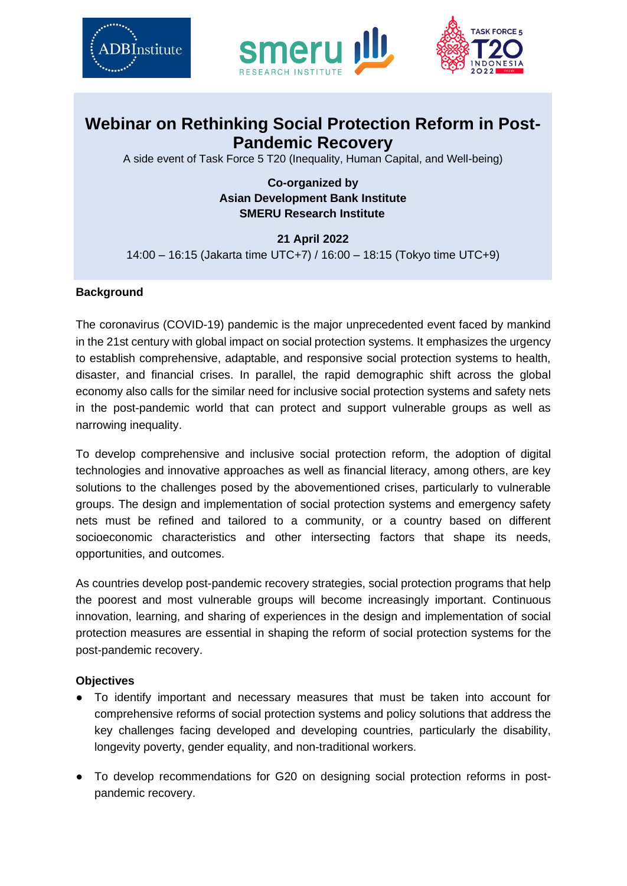# Webinar on Rethinking Social Protection Reform in Post-Pandemic Recovery

A side event of Task Force 5 T20 (Inequality, Human Capital, and Well-being)

**Co-organized by**
**Asian Development Bank Institute**
**SMERU Research Institute**

**21 April 2022**
14:00 – 16:15 (Jakarta time UTC+7) / 16:00 – 18:15 (Tokyo time UTC+9)

## Background

The coronavirus (COVID-19) pandemic is the major unprecedented event faced by mankind in the 21st century with global impact on social protection systems. It emphasizes the urgency to establish comprehensive, adaptable, and responsive social protection systems to health, disaster, and financial crises. In parallel, the rapid demographic shift across the global economy also calls for the similar need for inclusive social protection systems and safety nets in the post-pandemic world that can protect and support vulnerable groups as well as narrowing inequality.

To develop comprehensive and inclusive social protection reform, the adoption of digital technologies and innovative approaches as well as financial literacy, among others, are key solutions to the challenges posed by the abovementioned crises, particularly to vulnerable groups. The design and implementation of social protection systems and emergency safety nets must be refined and tailored to a community, or a country based on different socioeconomic characteristics and other intersecting factors that shape its needs, opportunities, and outcomes.

As countries develop post-pandemic recovery strategies, social protection programs that help the poorest and most vulnerable groups will become increasingly important. Continuous innovation, learning, and sharing of experiences in the design and implementation of social protection measures are essential in shaping the reform of social protection systems for the post-pandemic recovery.

## Objectives

- To identify important and necessary measures that must be taken into account for comprehensive reforms of social protection systems and policy solutions that address the key challenges facing developed and developing countries, particularly the disability, longevity poverty, gender equality, and non-traditional workers.
- To develop recommendations for G20 on designing social protection reforms in post-pandemic recovery.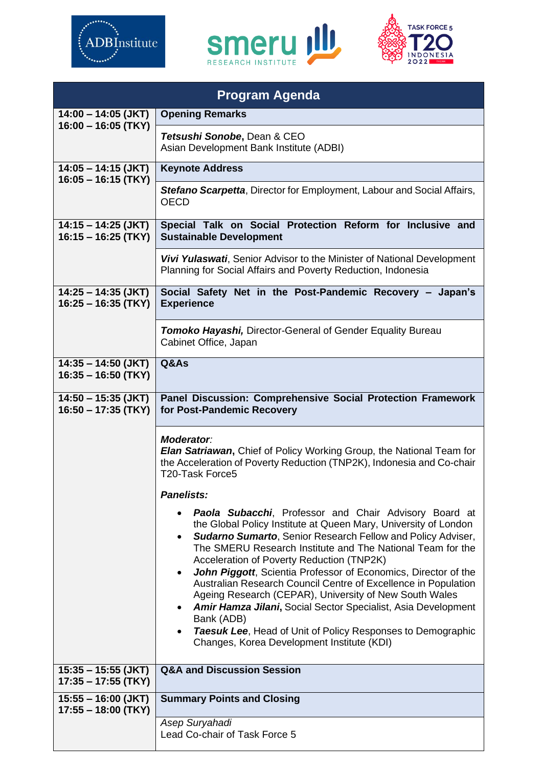| Program Agenda | |
|---|---|
| **14:00 – 14:05 (JKT)**<br>**16:00 – 16:05 (TKY)** | **Opening Remarks** |
| | ***Tetsushi Sonobe*****,** Dean & CEO<br>Asian Development Bank Institute (ADBI) |
| **14:05 – 14:15 (JKT)**<br>**16:05 – 16:15 (TKY)** | **Keynote Address** |
| | ***Stefano Scarpetta***, Director for Employment, Labour and Social Affairs, OECD |
| **14:15 – 14:25 (JKT)**<br>**16:15 – 16:25 (TKY)** | **Special Talk on Social Protection Reform for Inclusive and Sustainable Development** |
| | ***Vivi Yulaswati***, Senior Advisor to the Minister of National Development Planning for Social Affairs and Poverty Reduction, Indonesia |
| **14:25 – 14:35 (JKT)**<br>**16:25 – 16:35 (TKY)** | **Social Safety Net in the Post-Pandemic Recovery – Japan's Experience** |
| | ***Tomoko Hayashi,*** Director-General of Gender Equality Bureau<br>Cabinet Office, Japan |
| **14:35 – 14:50 (JKT)**<br>**16:35 – 16:50 (TKY)** | **Q&As** |
| **14:50 – 15:35 (JKT)**<br>**16:50 – 17:35 (TKY)** | **Panel Discussion: Comprehensive Social Protection Framework for Post-Pandemic Recovery** |
| | ***Moderator****:*<br>***Elan Satriawan*****,** Chief of Policy Working Group, the National Team for the Acceleration of Poverty Reduction (TNP2K), Indonesia and Co-chair T20-Task Force5<br><br>***Panelists:***<br>• ***Paola Subacchi***, Professor and Chair Advisory Board at the Global Policy Institute at Queen Mary, University of London<br>• ***Sudarno Sumarto***, Senior Research Fellow and Policy Adviser, The SMERU Research Institute and The National Team for the Acceleration of Poverty Reduction (TNP2K)<br>• ***John Piggott***, Scientia Professor of Economics, Director of the Australian Research Council Centre of Excellence in Population Ageing Research (CEPAR), University of New South Wales<br>• ***Amir Hamza Jilani*****,** Social Sector Specialist, Asia Development Bank (ADB)<br>• ***Taesuk Lee***, Head of Unit of Policy Responses to Demographic Changes, Korea Development Institute (KDI) |
| **15:35 – 15:55 (JKT)**<br>**17:35 – 17:55 (TKY)** | **Q&A and Discussion Session** |
| **15:55 – 16:00 (JKT)**<br>**17:55 – 18:00 (TKY)** | **Summary Points and Closing** |
| | *Asep Suryahadi*<br>Lead Co-chair of Task Force 5 |